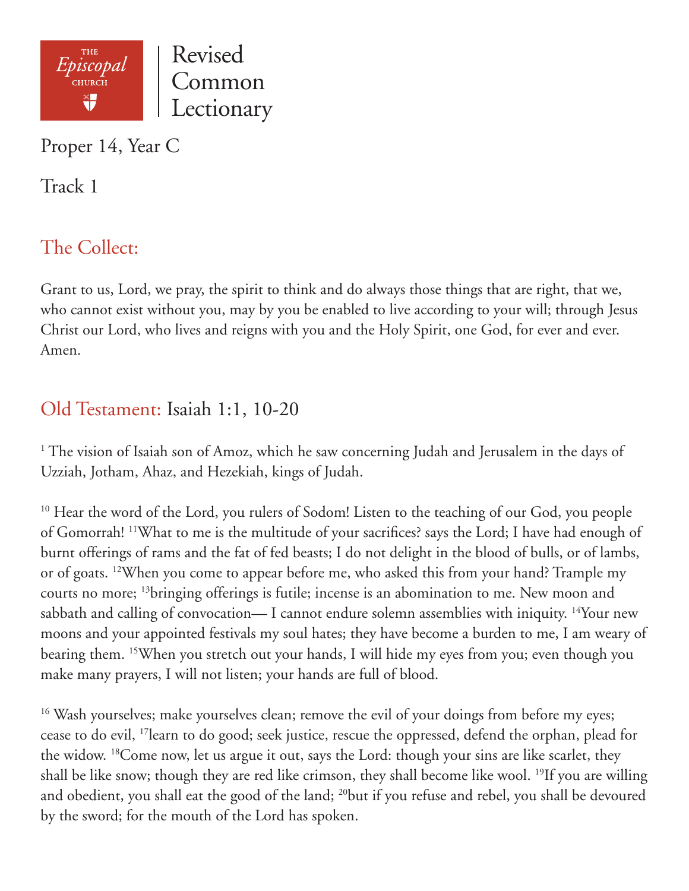THE *Episcopal* CHURCH

Revised Common Lectionary

Proper 14, Year C

Track 1

## The Collect:

Grant to us, Lord, we pray, the spirit to think and do always those things that are right, that we, who cannot exist without you, may by you be enabled to live according to your will; through Jesus Christ our Lord, who lives and reigns with you and the Holy Spirit, one God, for ever and ever. Amen.

## Old Testament: Isaiah 1:1, 10-20

[1] The vision of Isaiah son of Amoz, which he saw concerning Judah and Jerusalem in the days of Uzziah, Jotham, Ahaz, and Hezekiah, kings of Judah.

[10] Hear the word of the Lord, you rulers of Sodom! Listen to the teaching of our God, you people of Gomorrah! [11]What to me is the multitude of your sacrifices? says the Lord; I have had enough of burnt offerings of rams and the fat of fed beasts; I do not delight in the blood of bulls, or of lambs, or of goats. [12]When you come to appear before me, who asked this from your hand? Trample my courts no more; [13]bringing offerings is futile; incense is an abomination to me. New moon and sabbath and calling of convocation— I cannot endure solemn assemblies with iniquity. [14]Your new moons and your appointed festivals my soul hates; they have become a burden to me, I am weary of bearing them. [15]When you stretch out your hands, I will hide my eyes from you; even though you make many prayers, I will not listen; your hands are full of blood.

[16] Wash yourselves; make yourselves clean; remove the evil of your doings from before my eyes; cease to do evil, [17]learn to do good; seek justice, rescue the oppressed, defend the orphan, plead for the widow. [18]Come now, let us argue it out, says the Lord: though your sins are like scarlet, they shall be like snow; though they are red like crimson, they shall become like wool. [19]If you are willing and obedient, you shall eat the good of the land; [20]but if you refuse and rebel, you shall be devoured by the sword; for the mouth of the Lord has spoken.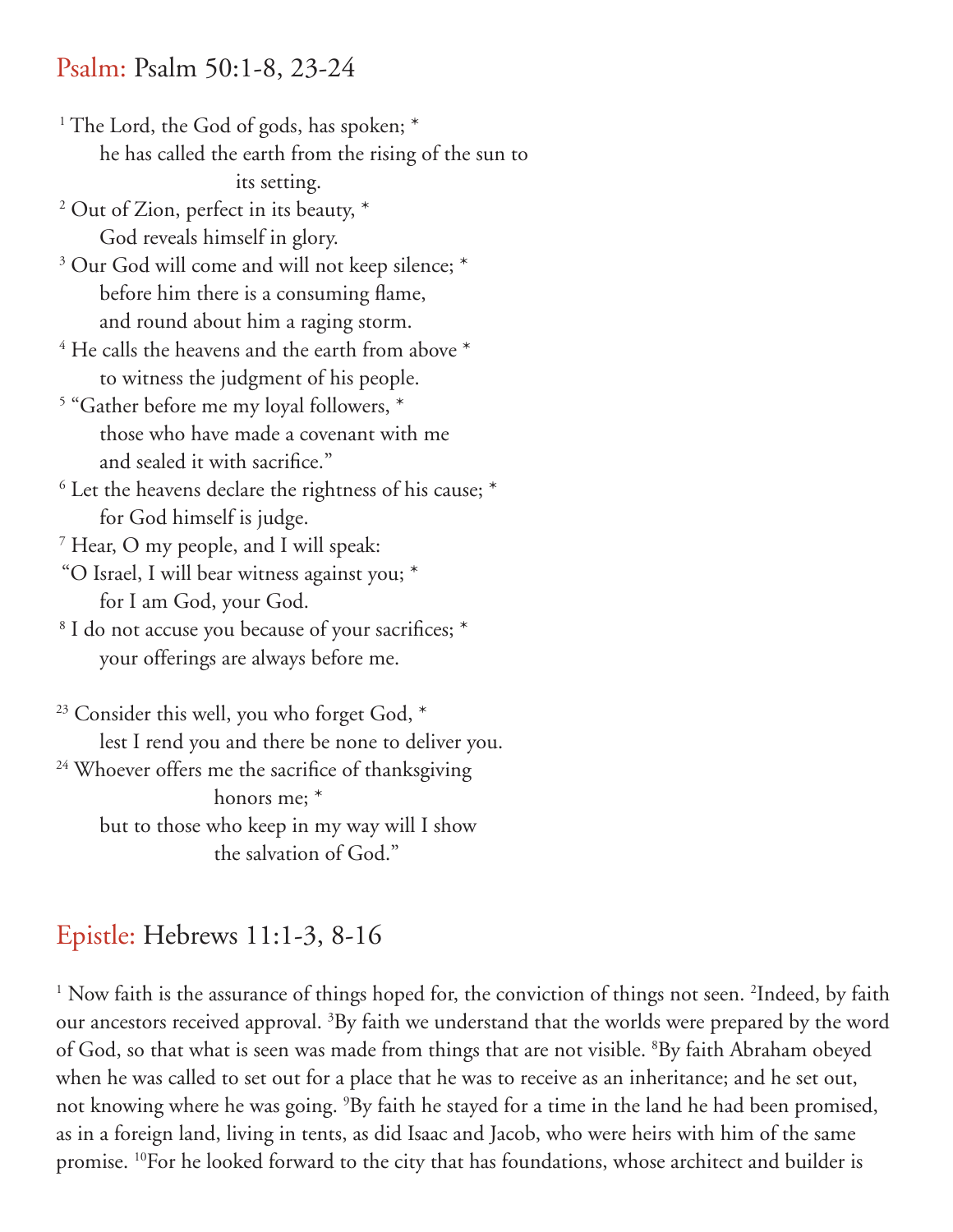## Psalm: Psalm 50:1-8, 23-24

[1] The Lord, the God of gods, has spoken; *
he has called the earth from the rising of the sun to its setting.
[2] Out of Zion, perfect in its beauty, *
God reveals himself in glory.
[3] Our God will come and will not keep silence; *
before him there is a consuming flame,
and round about him a raging storm.
[4] He calls the heavens and the earth from above *
to witness the judgment of his people.
[5] "Gather before me my loyal followers, *
those who have made a covenant with me
and sealed it with sacrifice."
[6] Let the heavens declare the rightness of his cause; *
for God himself is judge.
[7] Hear, O my people, and I will speak:
"O Israel, I will bear witness against you; *
for I am God, your God.
[8] I do not accuse you because of your sacrifices; *
your offerings are always before me.

[23] Consider this well, you who forget God, *
lest I rend you and there be none to deliver you.
[24] Whoever offers me the sacrifice of thanksgiving honors me; *
but to those who keep in my way will I show the salvation of God."

## Epistle: Hebrews 11:1-3, 8-16

[1] Now faith is the assurance of things hoped for, the conviction of things not seen. [2]Indeed, by faith our ancestors received approval. [3]By faith we understand that the worlds were prepared by the word of God, so that what is seen was made from things that are not visible. [8]By faith Abraham obeyed when he was called to set out for a place that he was to receive as an inheritance; and he set out, not knowing where he was going. [9]By faith he stayed for a time in the land he had been promised, as in a foreign land, living in tents, as did Isaac and Jacob, who were heirs with him of the same promise. [10]For he looked forward to the city that has foundations, whose architect and builder is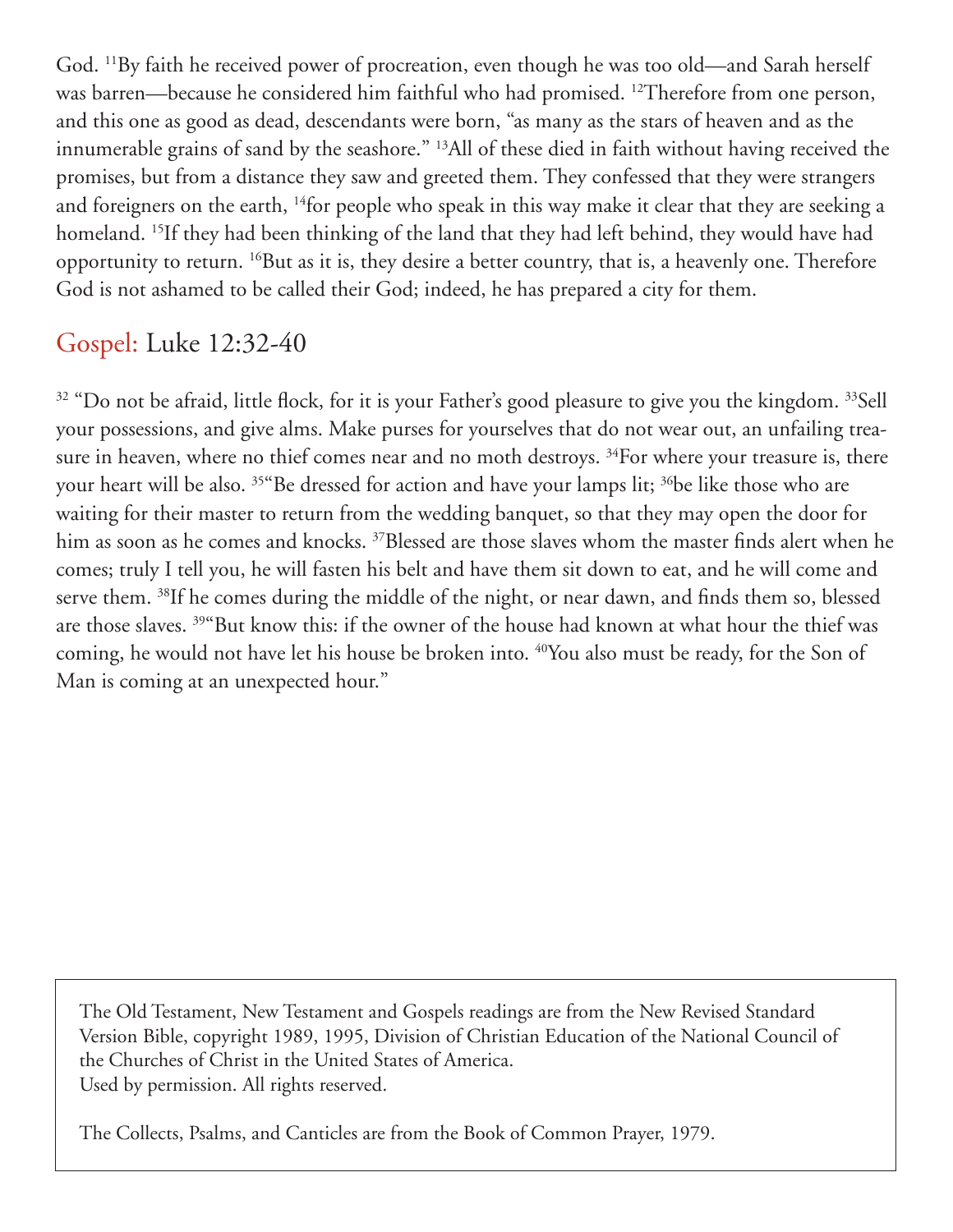God. [11]By faith he received power of procreation, even though he was too old—and Sarah herself was barren—because he considered him faithful who had promised. [12]Therefore from one person, and this one as good as dead, descendants were born, "as many as the stars of heaven and as the innumerable grains of sand by the seashore." [13]All of these died in faith without having received the promises, but from a distance they saw and greeted them. They confessed that they were strangers and foreigners on the earth, [14]for people who speak in this way make it clear that they are seeking a homeland. [15]If they had been thinking of the land that they had left behind, they would have had opportunity to return. [16]But as it is, they desire a better country, that is, a heavenly one. Therefore God is not ashamed to be called their God; indeed, he has prepared a city for them.

## Gospel: Luke 12:32-40

[32] "Do not be afraid, little flock, for it is your Father's good pleasure to give you the kingdom. [33]Sell your possessions, and give alms. Make purses for yourselves that do not wear out, an unfailing treasure in heaven, where no thief comes near and no moth destroys. [34]For where your treasure is, there your heart will be also. [35]"Be dressed for action and have your lamps lit; [36]be like those who are waiting for their master to return from the wedding banquet, so that they may open the door for him as soon as he comes and knocks. [37]Blessed are those slaves whom the master finds alert when he comes; truly I tell you, he will fasten his belt and have them sit down to eat, and he will come and serve them. [38]If he comes during the middle of the night, or near dawn, and finds them so, blessed are those slaves. [39]"But know this: if the owner of the house had known at what hour the thief was coming, he would not have let his house be broken into. [40]You also must be ready, for the Son of Man is coming at an unexpected hour."

The Old Testament, New Testament and Gospels readings are from the New Revised Standard Version Bible, copyright 1989, 1995, Division of Christian Education of the National Council of the Churches of Christ in the United States of America.
Used by permission. All rights reserved.

The Collects, Psalms, and Canticles are from the Book of Common Prayer, 1979.